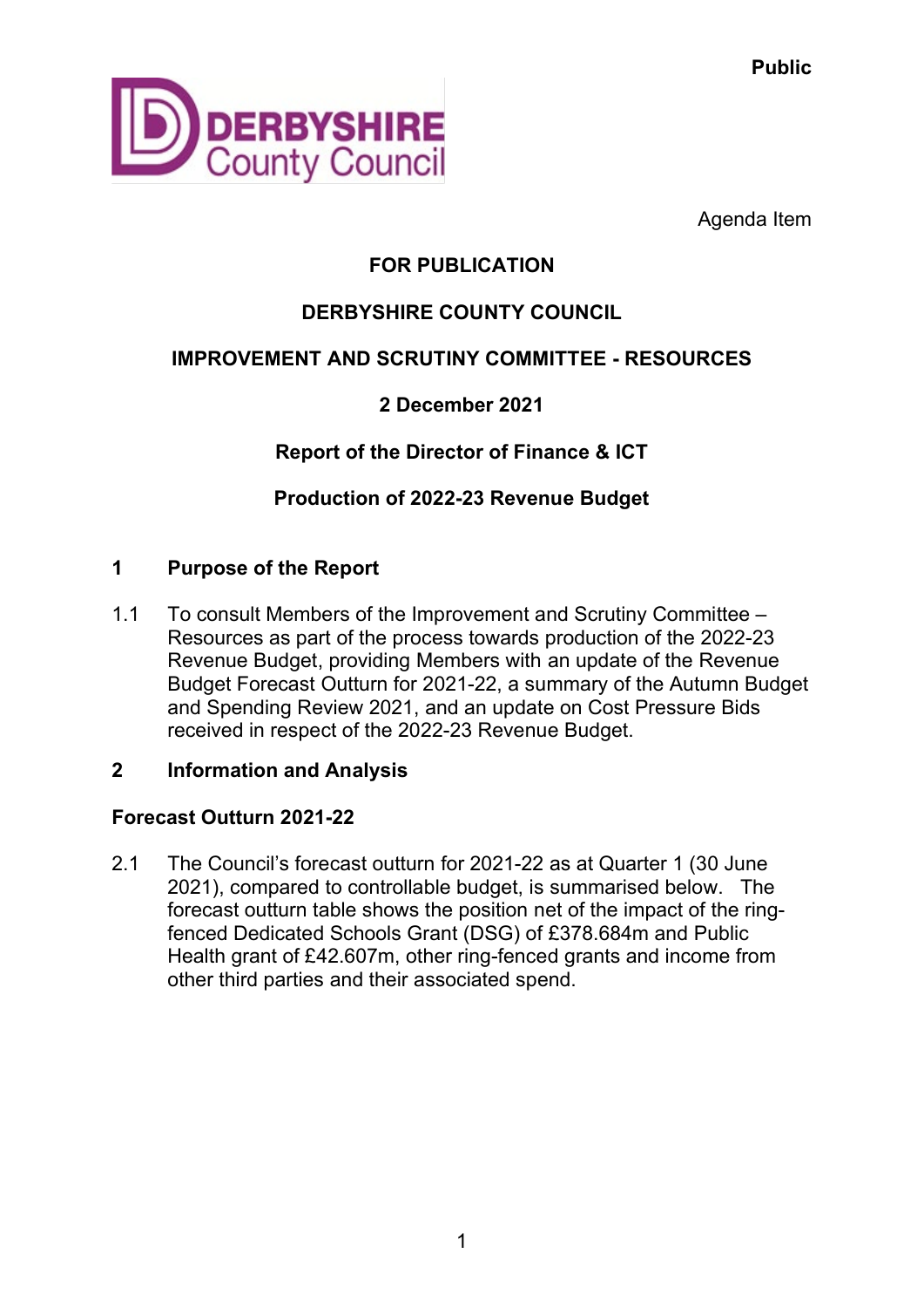Public

Agenda Item

**FOR PUBLICATION**

**DERBYSHIRE COUNTY COUNCIL**

**IMPROVEMENT AND SCRUTINY COMMITTEE - RESOURCES**

**2 December 2021**

**Report of the Director of Finance & ICT**

**Production of 2022-23 Revenue Budget**

## 1 Purpose of the Report

1.1 To consult Members of the Improvement and Scrutiny Committee – Resources as part of the process towards production of the 2022-23 Revenue Budget, providing Members with an update of the Revenue Budget Forecast Outturn for 2021-22, a summary of the Autumn Budget and Spending Review 2021, and an update on Cost Pressure Bids received in respect of the 2022-23 Revenue Budget.

## 2 Information and Analysis

### Forecast Outturn 2021-22

2.1 The Council's forecast outturn for 2021-22 as at Quarter 1 (30 June 2021), compared to controllable budget, is summarised below. The forecast outturn table shows the position net of the impact of the ring-fenced Dedicated Schools Grant (DSG) of £378.684m and Public Health grant of £42.607m, other ring-fenced grants and income from other third parties and their associated spend.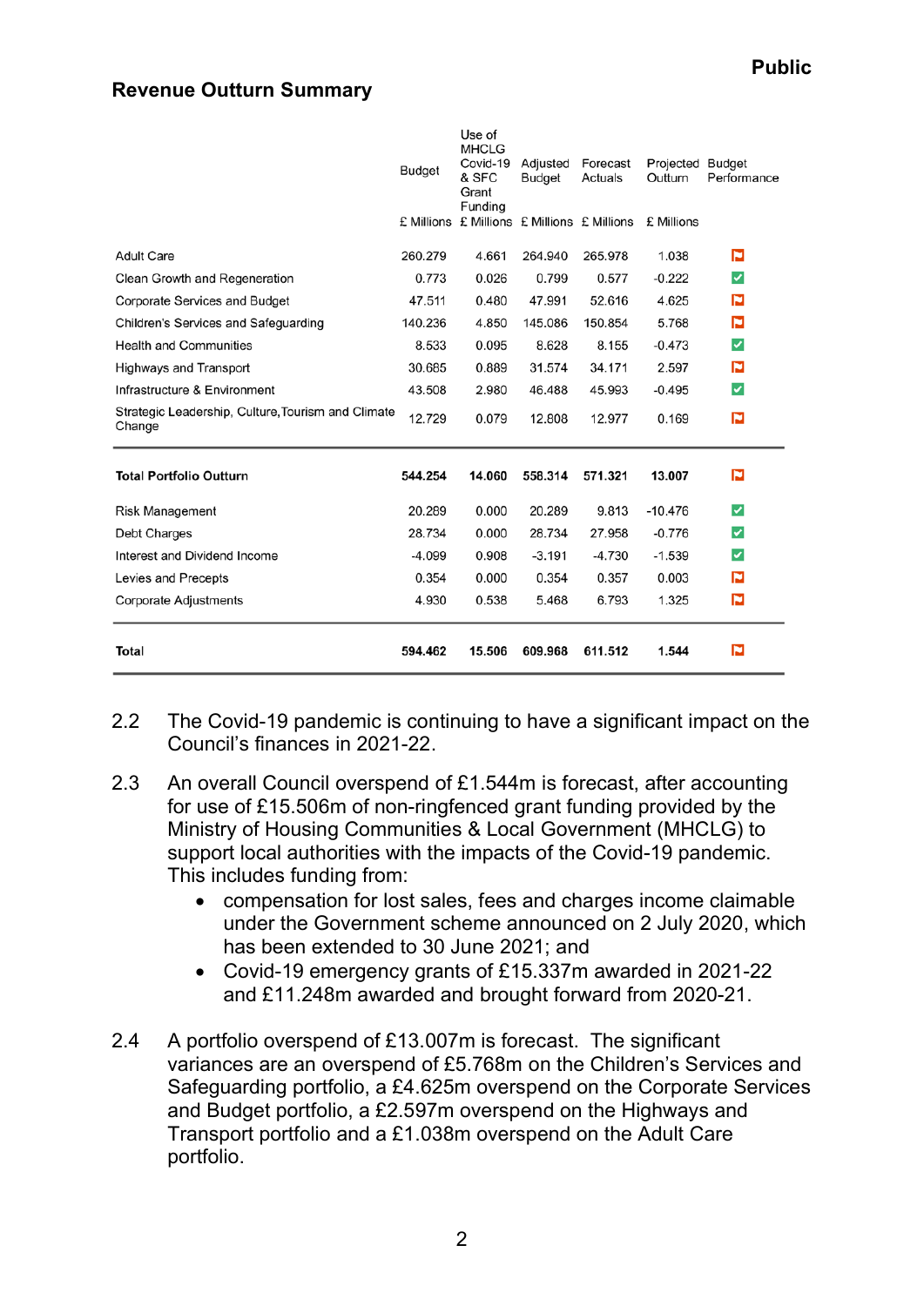Public

## Revenue Outturn Summary

| | Budget | Use of MHCLG Covid-19 & SFC Grant Funding | Adjusted Budget | Forecast Actuals | Projected Outturn | Budget Performance |
|---|---|---|---|---|---|---|
| | £ Millions | £ Millions | £ Millions | £ Millions | £ Millions | |
| Adult Care | 260.279 | 4.661 | 264.940 | 265.978 | 1.038 | |
| Clean Growth and Regeneration | 0.773 | 0.026 | 0.799 | 0.577 | -0.222 | |
| Corporate Services and Budget | 47.511 | 0.480 | 47.991 | 52.616 | 4.625 | |
| Children's Services and Safeguarding | 140.236 | 4.850 | 145.086 | 150.854 | 5.768 | |
| Health and Communities | 8.533 | 0.095 | 8.628 | 8.155 | -0.473 | |
| Highways and Transport | 30.685 | 0.889 | 31.574 | 34.171 | 2.597 | |
| Infrastructure & Environment | 43.508 | 2.980 | 46.488 | 45.993 | -0.495 | |
| Strategic Leadership, Culture,Tourism and Climate Change | 12.729 | 0.079 | 12.808 | 12.977 | 0.169 | |
| **Total Portfolio Outturn** | **544.254** | **14.060** | **558.314** | **571.321** | **13.007** | |
| Risk Management | 20.289 | 0.000 | 20.289 | 9.813 | -10.476 | |
| Debt Charges | 28.734 | 0.000 | 28.734 | 27.958 | -0.776 | |
| Interest and Dividend Income | -4.099 | 0.908 | -3.191 | -4.730 | -1.539 | |
| Levies and Precepts | 0.354 | 0.000 | 0.354 | 0.357 | 0.003 | |
| Corporate Adjustments | 4.930 | 0.538 | 5.468 | 6.793 | 1.325 | |
| **Total** | **594.462** | **15.506** | **609.968** | **611.512** | **1.544** | |

2.2 The Covid-19 pandemic is continuing to have a significant impact on the Council's finances in 2021-22.

2.3 An overall Council overspend of £1.544m is forecast, after accounting for use of £15.506m of non-ringfenced grant funding provided by the Ministry of Housing Communities & Local Government (MHCLG) to support local authorities with the impacts of the Covid-19 pandemic. This includes funding from:

- compensation for lost sales, fees and charges income claimable under the Government scheme announced on 2 July 2020, which has been extended to 30 June 2021; and
- Covid-19 emergency grants of £15.337m awarded in 2021-22 and £11.248m awarded and brought forward from 2020-21.

2.4 A portfolio overspend of £13.007m is forecast. The significant variances are an overspend of £5.768m on the Children's Services and Safeguarding portfolio, a £4.625m overspend on the Corporate Services and Budget portfolio, a £2.597m overspend on the Highways and Transport portfolio and a £1.038m overspend on the Adult Care portfolio.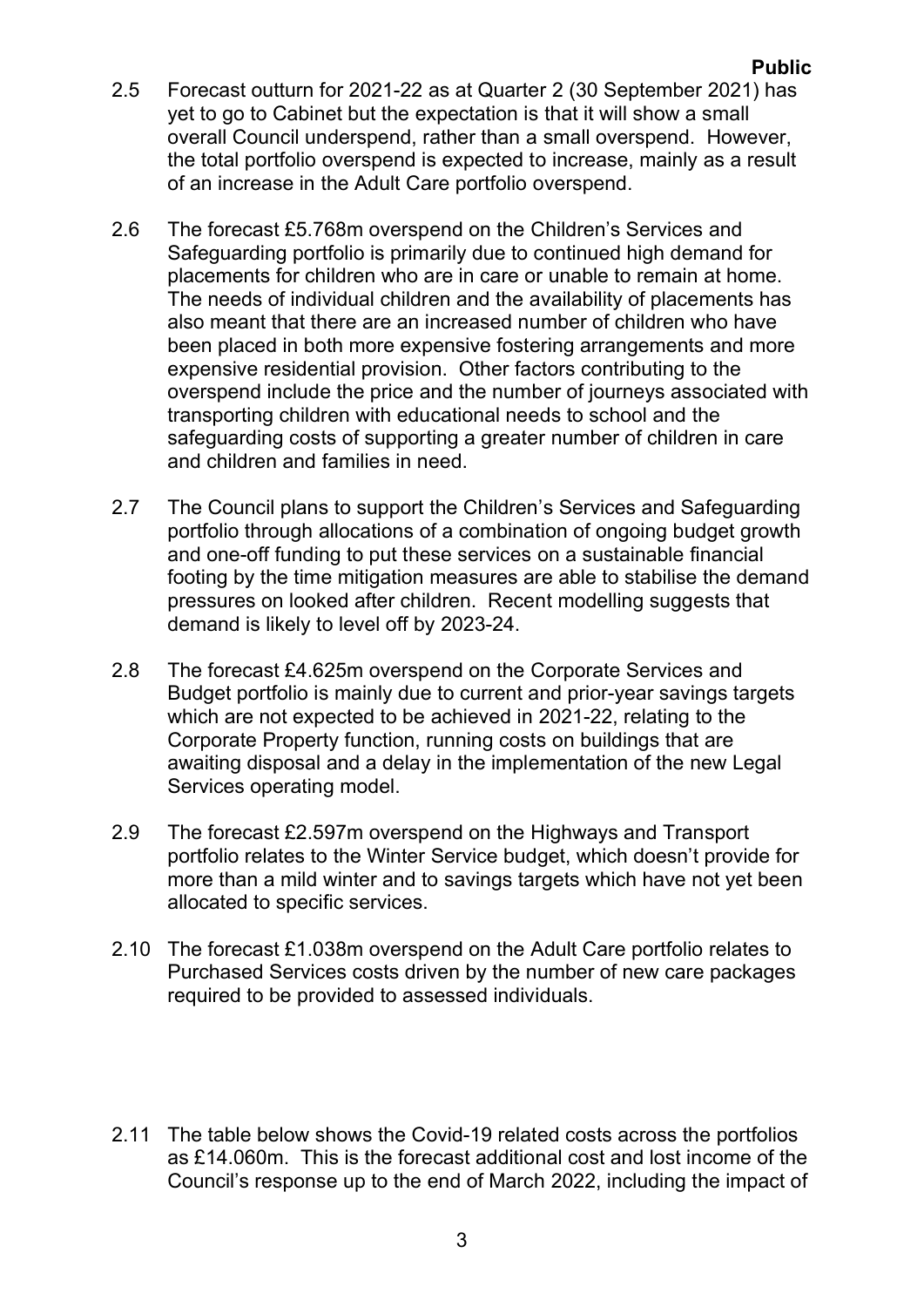2.5 Forecast outturn for 2021-22 as at Quarter 2 (30 September 2021) has yet to go to Cabinet but the expectation is that it will show a small overall Council underspend, rather than a small overspend. However, the total portfolio overspend is expected to increase, mainly as a result of an increase in the Adult Care portfolio overspend.

2.6 The forecast £5.768m overspend on the Children's Services and Safeguarding portfolio is primarily due to continued high demand for placements for children who are in care or unable to remain at home. The needs of individual children and the availability of placements has also meant that there are an increased number of children who have been placed in both more expensive fostering arrangements and more expensive residential provision. Other factors contributing to the overspend include the price and the number of journeys associated with transporting children with educational needs to school and the safeguarding costs of supporting a greater number of children in care and children and families in need.

2.7 The Council plans to support the Children's Services and Safeguarding portfolio through allocations of a combination of ongoing budget growth and one-off funding to put these services on a sustainable financial footing by the time mitigation measures are able to stabilise the demand pressures on looked after children. Recent modelling suggests that demand is likely to level off by 2023-24.

2.8 The forecast £4.625m overspend on the Corporate Services and Budget portfolio is mainly due to current and prior-year savings targets which are not expected to be achieved in 2021-22, relating to the Corporate Property function, running costs on buildings that are awaiting disposal and a delay in the implementation of the new Legal Services operating model.

2.9 The forecast £2.597m overspend on the Highways and Transport portfolio relates to the Winter Service budget, which doesn't provide for more than a mild winter and to savings targets which have not yet been allocated to specific services.

2.10 The forecast £1.038m overspend on the Adult Care portfolio relates to Purchased Services costs driven by the number of new care packages required to be provided to assessed individuals.

2.11 The table below shows the Covid-19 related costs across the portfolios as £14.060m. This is the forecast additional cost and lost income of the Council's response up to the end of March 2022, including the impact of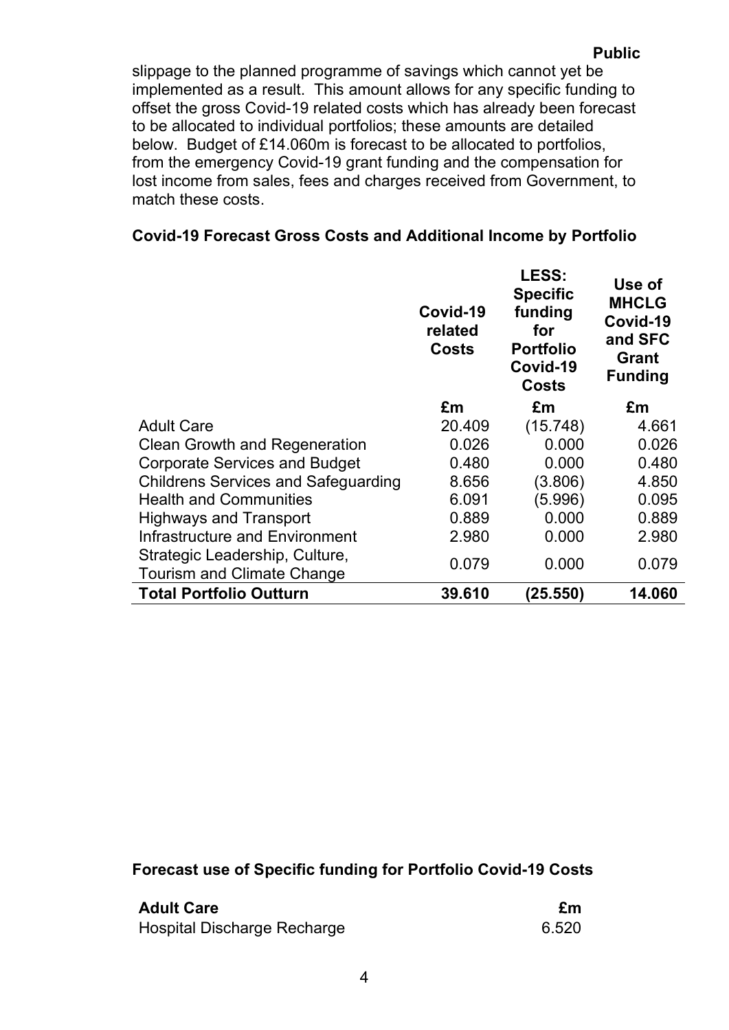slippage to the planned programme of savings which cannot yet be implemented as a result. This amount allows for any specific funding to offset the gross Covid-19 related costs which has already been forecast to be allocated to individual portfolios; these amounts are detailed below. Budget of £14.060m is forecast to be allocated to portfolios, from the emergency Covid-19 grant funding and the compensation for lost income from sales, fees and charges received from Government, to match these costs.

**Covid-19 Forecast Gross Costs and Additional Income by Portfolio**

| | Covid-19 related Costs | LESS: Specific funding for Portfolio Covid-19 Costs | Use of MHCLG Covid-19 and SFC Grant Funding |
|---|---|---|---|
| | £m | £m | £m |
| Adult Care | 20.409 | (15.748) | 4.661 |
| Clean Growth and Regeneration | 0.026 | 0.000 | 0.026 |
| Corporate Services and Budget | 0.480 | 0.000 | 0.480 |
| Childrens Services and Safeguarding | 8.656 | (3.806) | 4.850 |
| Health and Communities | 6.091 | (5.996) | 0.095 |
| Highways and Transport | 0.889 | 0.000 | 0.889 |
| Infrastructure and Environment | 2.980 | 0.000 | 2.980 |
| Strategic Leadership, Culture, Tourism and Climate Change | 0.079 | 0.000 | 0.079 |
| **Total Portfolio Outturn** | **39.610** | **(25.550)** | **14.060** |

**Forecast use of Specific funding for Portfolio Covid-19 Costs**

| **Adult Care** | **£m** |
|---|---|
| Hospital Discharge Recharge | 6.520 |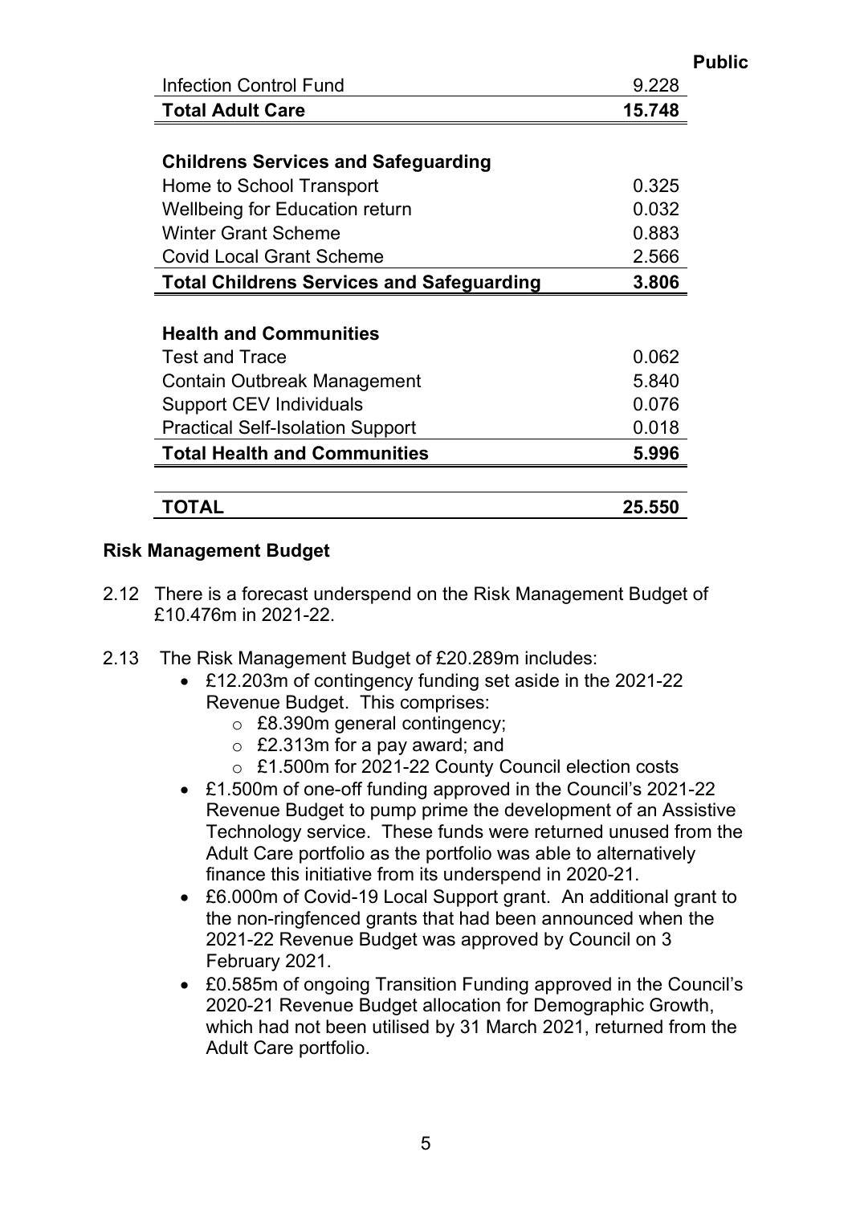| | |
|---|---|
| Infection Control Fund | 9.228 |
| **Total Adult Care** | **15.748** |
| | |
| **Childrens Services and Safeguarding** | |
| Home to School Transport | 0.325 |
| Wellbeing for Education return | 0.032 |
| Winter Grant Scheme | 0.883 |
| Covid Local Grant Scheme | 2.566 |
| **Total Childrens Services and Safeguarding** | **3.806** |
| | |
| **Health and Communities** | |
| Test and Trace | 0.062 |
| Contain Outbreak Management | 5.840 |
| Support CEV Individuals | 0.076 |
| Practical Self-Isolation Support | 0.018 |
| **Total Health and Communities** | **5.996** |
| | |
| **TOTAL** | **25.550** |

**Risk Management Budget**

2.12 There is a forecast underspend on the Risk Management Budget of £10.476m in 2021-22.

2.13 The Risk Management Budget of £20.289m includes:

- £12.203m of contingency funding set aside in the 2021-22 Revenue Budget. This comprises:
  - £8.390m general contingency;
  - £2.313m for a pay award; and
  - £1.500m for 2021-22 County Council election costs
- £1.500m of one-off funding approved in the Council's 2021-22 Revenue Budget to pump prime the development of an Assistive Technology service. These funds were returned unused from the Adult Care portfolio as the portfolio was able to alternatively finance this initiative from its underspend in 2020-21.
- £6.000m of Covid-19 Local Support grant. An additional grant to the non-ringfenced grants that had been announced when the 2021-22 Revenue Budget was approved by Council on 3 February 2021.
- £0.585m of ongoing Transition Funding approved in the Council's 2020-21 Revenue Budget allocation for Demographic Growth, which had not been utilised by 31 March 2021, returned from the Adult Care portfolio.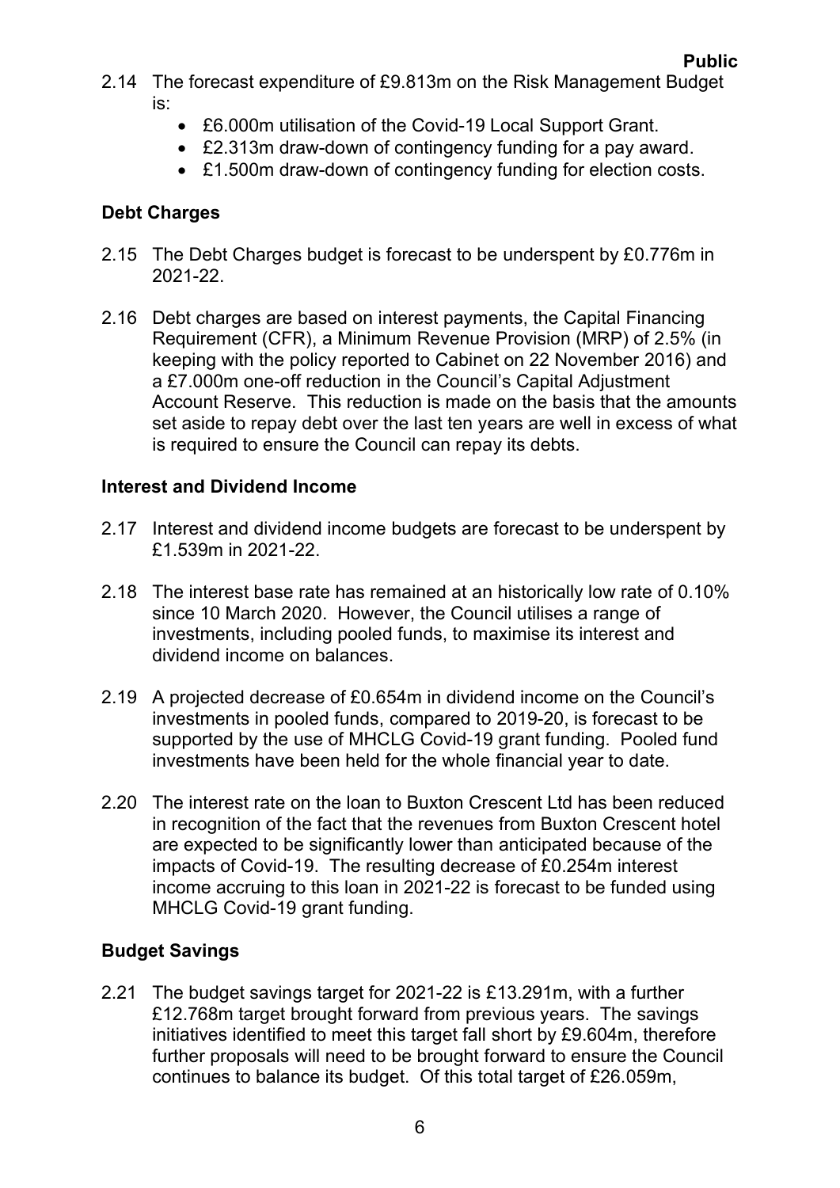2.14 The forecast expenditure of £9.813m on the Risk Management Budget is:

- £6.000m utilisation of the Covid-19 Local Support Grant.
- £2.313m draw-down of contingency funding for a pay award.
- £1.500m draw-down of contingency funding for election costs.

**Debt Charges**

2.15 The Debt Charges budget is forecast to be underspent by £0.776m in 2021-22.

2.16 Debt charges are based on interest payments, the Capital Financing Requirement (CFR), a Minimum Revenue Provision (MRP) of 2.5% (in keeping with the policy reported to Cabinet on 22 November 2016) and a £7.000m one-off reduction in the Council's Capital Adjustment Account Reserve. This reduction is made on the basis that the amounts set aside to repay debt over the last ten years are well in excess of what is required to ensure the Council can repay its debts.

**Interest and Dividend Income**

2.17 Interest and dividend income budgets are forecast to be underspent by £1.539m in 2021-22.

2.18 The interest base rate has remained at an historically low rate of 0.10% since 10 March 2020. However, the Council utilises a range of investments, including pooled funds, to maximise its interest and dividend income on balances.

2.19 A projected decrease of £0.654m in dividend income on the Council's investments in pooled funds, compared to 2019-20, is forecast to be supported by the use of MHCLG Covid-19 grant funding. Pooled fund investments have been held for the whole financial year to date.

2.20 The interest rate on the loan to Buxton Crescent Ltd has been reduced in recognition of the fact that the revenues from Buxton Crescent hotel are expected to be significantly lower than anticipated because of the impacts of Covid-19. The resulting decrease of £0.254m interest income accruing to this loan in 2021-22 is forecast to be funded using MHCLG Covid-19 grant funding.

**Budget Savings**

2.21 The budget savings target for 2021-22 is £13.291m, with a further £12.768m target brought forward from previous years. The savings initiatives identified to meet this target fall short by £9.604m, therefore further proposals will need to be brought forward to ensure the Council continues to balance its budget. Of this total target of £26.059m,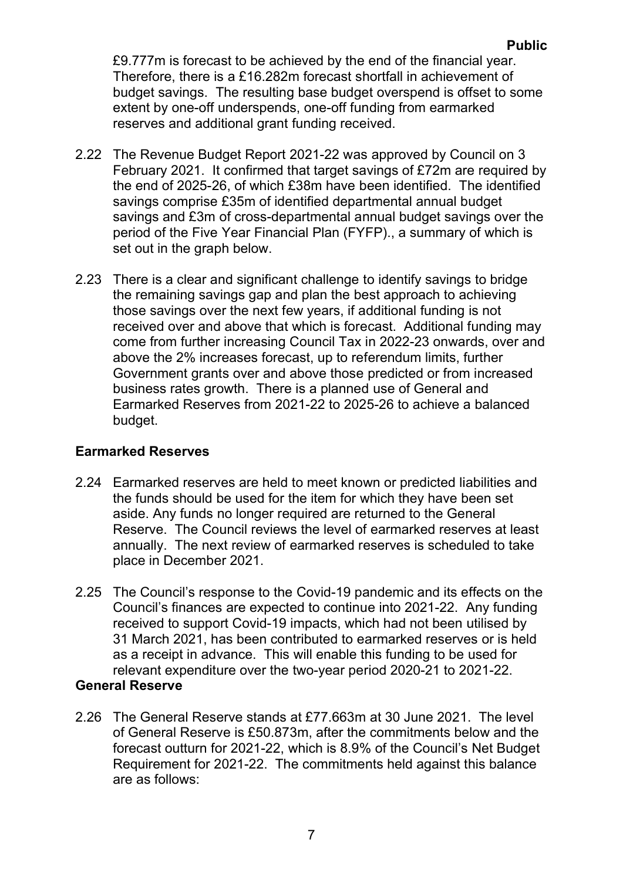£9.777m is forecast to be achieved by the end of the financial year. Therefore, there is a £16.282m forecast shortfall in achievement of budget savings. The resulting base budget overspend is offset to some extent by one-off underspends, one-off funding from earmarked reserves and additional grant funding received.

2.22 The Revenue Budget Report 2021-22 was approved by Council on 3 February 2021. It confirmed that target savings of £72m are required by the end of 2025-26, of which £38m have been identified. The identified savings comprise £35m of identified departmental annual budget savings and £3m of cross-departmental annual budget savings over the period of the Five Year Financial Plan (FYFP)., a summary of which is set out in the graph below.

2.23 There is a clear and significant challenge to identify savings to bridge the remaining savings gap and plan the best approach to achieving those savings over the next few years, if additional funding is not received over and above that which is forecast. Additional funding may come from further increasing Council Tax in 2022-23 onwards, over and above the 2% increases forecast, up to referendum limits, further Government grants over and above those predicted or from increased business rates growth. There is a planned use of General and Earmarked Reserves from 2021-22 to 2025-26 to achieve a balanced budget.

**Earmarked Reserves**

2.24 Earmarked reserves are held to meet known or predicted liabilities and the funds should be used for the item for which they have been set aside. Any funds no longer required are returned to the General Reserve. The Council reviews the level of earmarked reserves at least annually. The next review of earmarked reserves is scheduled to take place in December 2021.

2.25 The Council's response to the Covid-19 pandemic and its effects on the Council's finances are expected to continue into 2021-22. Any funding received to support Covid-19 impacts, which had not been utilised by 31 March 2021, has been contributed to earmarked reserves or is held as a receipt in advance. This will enable this funding to be used for relevant expenditure over the two-year period 2020-21 to 2021-22.

**General Reserve**

2.26 The General Reserve stands at £77.663m at 30 June 2021. The level of General Reserve is £50.873m, after the commitments below and the forecast outturn for 2021-22, which is 8.9% of the Council's Net Budget Requirement for 2021-22. The commitments held against this balance are as follows: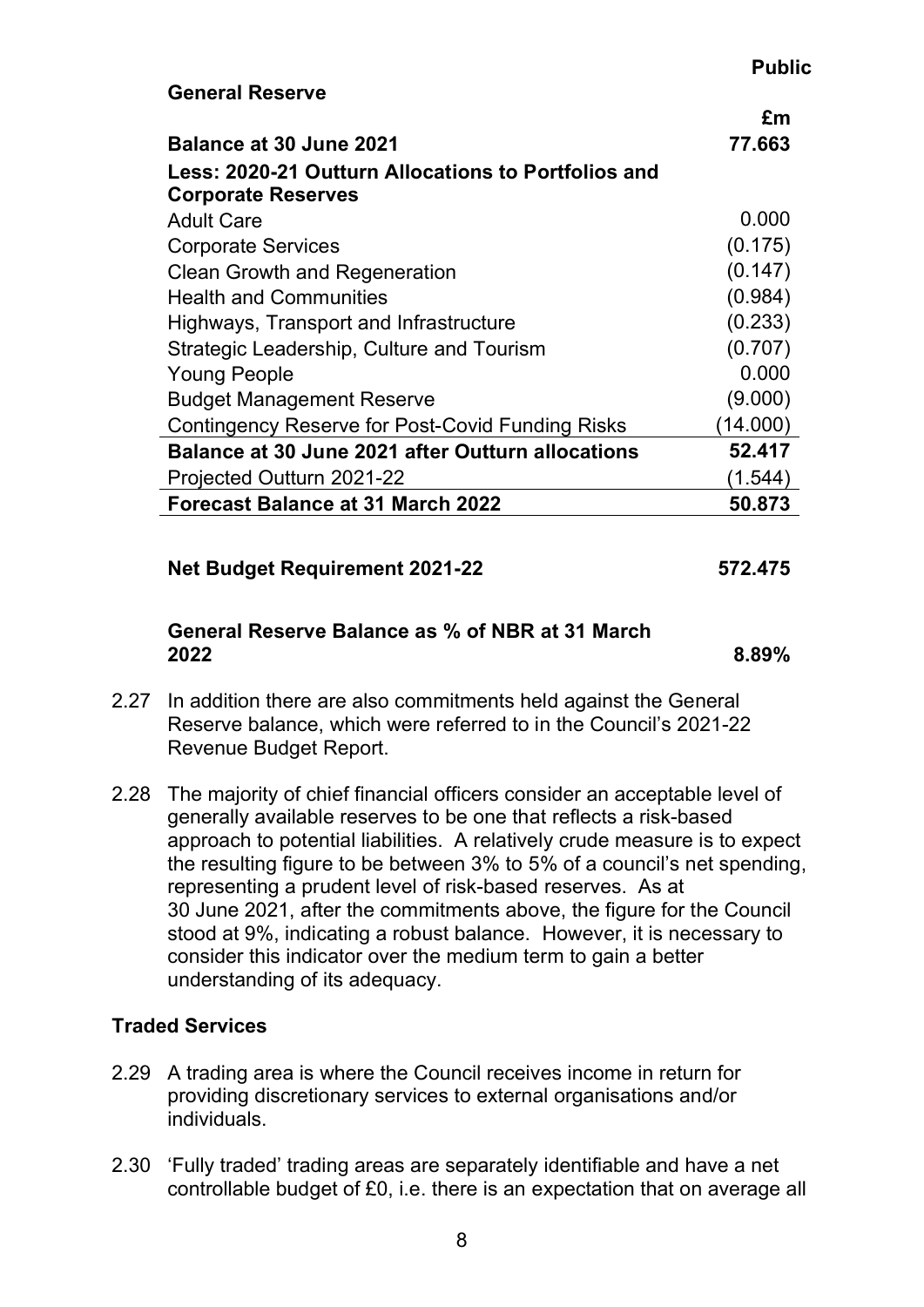Public

**General Reserve**

| | £m |
|---|---|
| **Balance at 30 June 2021** | **77.663** |
| **Less: 2020-21 Outturn Allocations to Portfolios and Corporate Reserves** | |
| Adult Care | 0.000 |
| Corporate Services | (0.175) |
| Clean Growth and Regeneration | (0.147) |
| Health and Communities | (0.984) |
| Highways, Transport and Infrastructure | (0.233) |
| Strategic Leadership, Culture and Tourism | (0.707) |
| Young People | 0.000 |
| Budget Management Reserve | (9.000) |
| Contingency Reserve for Post-Covid Funding Risks | (14.000) |
| **Balance at 30 June 2021 after Outturn allocations** | **52.417** |
| Projected Outturn 2021-22 | (1.544) |
| **Forecast Balance at 31 March 2022** | **50.873** |
| | |
| **Net Budget Requirement 2021-22** | **572.475** |
| | |
| **General Reserve Balance as % of NBR at 31 March 2022** | **8.89%** |

2.27 In addition there are also commitments held against the General Reserve balance, which were referred to in the Council's 2021-22 Revenue Budget Report.

2.28 The majority of chief financial officers consider an acceptable level of generally available reserves to be one that reflects a risk-based approach to potential liabilities. A relatively crude measure is to expect the resulting figure to be between 3% to 5% of a council's net spending, representing a prudent level of risk-based reserves. As at 30 June 2021, after the commitments above, the figure for the Council stood at 9%, indicating a robust balance. However, it is necessary to consider this indicator over the medium term to gain a better understanding of its adequacy.

### Traded Services

2.29 A trading area is where the Council receives income in return for providing discretionary services to external organisations and/or individuals.

2.30 'Fully traded' trading areas are separately identifiable and have a net controllable budget of £0, i.e. there is an expectation that on average all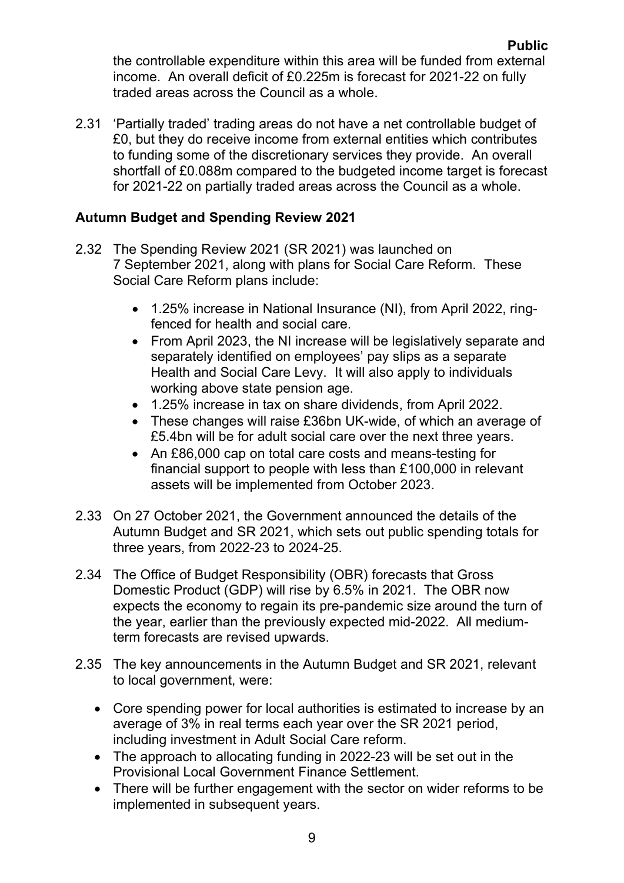the controllable expenditure within this area will be funded from external income. An overall deficit of £0.225m is forecast for 2021-22 on fully traded areas across the Council as a whole.

2.31 'Partially traded' trading areas do not have a net controllable budget of £0, but they do receive income from external entities which contributes to funding some of the discretionary services they provide. An overall shortfall of £0.088m compared to the budgeted income target is forecast for 2021-22 on partially traded areas across the Council as a whole.

**Autumn Budget and Spending Review 2021**

2.32 The Spending Review 2021 (SR 2021) was launched on 7 September 2021, along with plans for Social Care Reform. These Social Care Reform plans include:

- 1.25% increase in National Insurance (NI), from April 2022, ring-fenced for health and social care.
- From April 2023, the NI increase will be legislatively separate and separately identified on employees' pay slips as a separate Health and Social Care Levy. It will also apply to individuals working above state pension age.
- 1.25% increase in tax on share dividends, from April 2022.
- These changes will raise £36bn UK-wide, of which an average of £5.4bn will be for adult social care over the next three years.
- An £86,000 cap on total care costs and means-testing for financial support to people with less than £100,000 in relevant assets will be implemented from October 2023.

2.33 On 27 October 2021, the Government announced the details of the Autumn Budget and SR 2021, which sets out public spending totals for three years, from 2022-23 to 2024-25.

2.34 The Office of Budget Responsibility (OBR) forecasts that Gross Domestic Product (GDP) will rise by 6.5% in 2021. The OBR now expects the economy to regain its pre-pandemic size around the turn of the year, earlier than the previously expected mid-2022. All medium-term forecasts are revised upwards.

2.35 The key announcements in the Autumn Budget and SR 2021, relevant to local government, were:

- Core spending power for local authorities is estimated to increase by an average of 3% in real terms each year over the SR 2021 period, including investment in Adult Social Care reform.
- The approach to allocating funding in 2022-23 will be set out in the Provisional Local Government Finance Settlement.
- There will be further engagement with the sector on wider reforms to be implemented in subsequent years.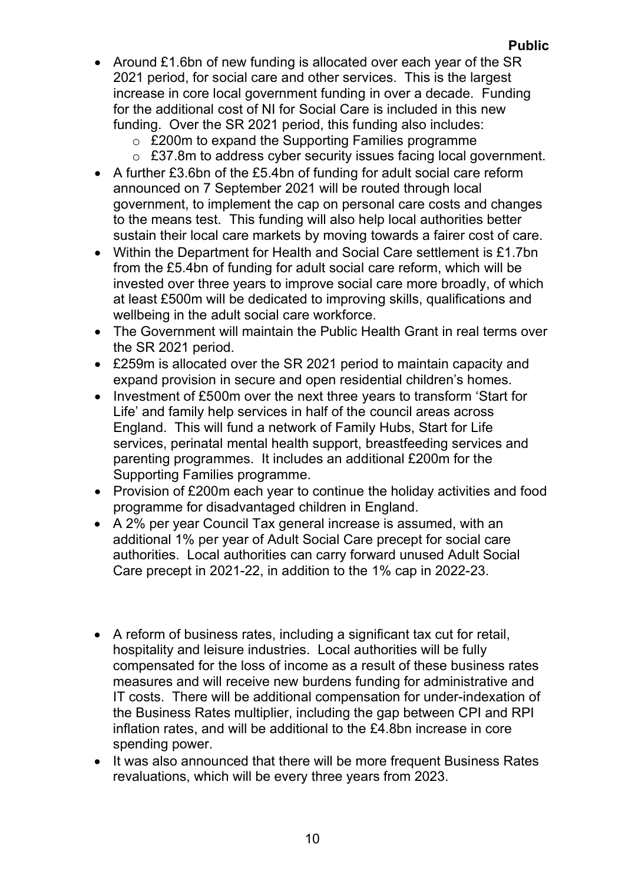- Around £1.6bn of new funding is allocated over each year of the SR 2021 period, for social care and other services. This is the largest increase in core local government funding in over a decade. Funding for the additional cost of NI for Social Care is included in this new funding. Over the SR 2021 period, this funding also includes:
    - £200m to expand the Supporting Families programme
    - £37.8m to address cyber security issues facing local government.
- A further £3.6bn of the £5.4bn of funding for adult social care reform announced on 7 September 2021 will be routed through local government, to implement the cap on personal care costs and changes to the means test. This funding will also help local authorities better sustain their local care markets by moving towards a fairer cost of care.
- Within the Department for Health and Social Care settlement is £1.7bn from the £5.4bn of funding for adult social care reform, which will be invested over three years to improve social care more broadly, of which at least £500m will be dedicated to improving skills, qualifications and wellbeing in the adult social care workforce.
- The Government will maintain the Public Health Grant in real terms over the SR 2021 period.
- £259m is allocated over the SR 2021 period to maintain capacity and expand provision in secure and open residential children's homes.
- Investment of £500m over the next three years to transform 'Start for Life' and family help services in half of the council areas across England. This will fund a network of Family Hubs, Start for Life services, perinatal mental health support, breastfeeding services and parenting programmes. It includes an additional £200m for the Supporting Families programme.
- Provision of £200m each year to continue the holiday activities and food programme for disadvantaged children in England.
- A 2% per year Council Tax general increase is assumed, with an additional 1% per year of Adult Social Care precept for social care authorities. Local authorities can carry forward unused Adult Social Care precept in 2021-22, in addition to the 1% cap in 2022-23.

- A reform of business rates, including a significant tax cut for retail, hospitality and leisure industries. Local authorities will be fully compensated for the loss of income as a result of these business rates measures and will receive new burdens funding for administrative and IT costs. There will be additional compensation for under-indexation of the Business Rates multiplier, including the gap between CPI and RPI inflation rates, and will be additional to the £4.8bn increase in core spending power.
- It was also announced that there will be more frequent Business Rates revaluations, which will be every three years from 2023.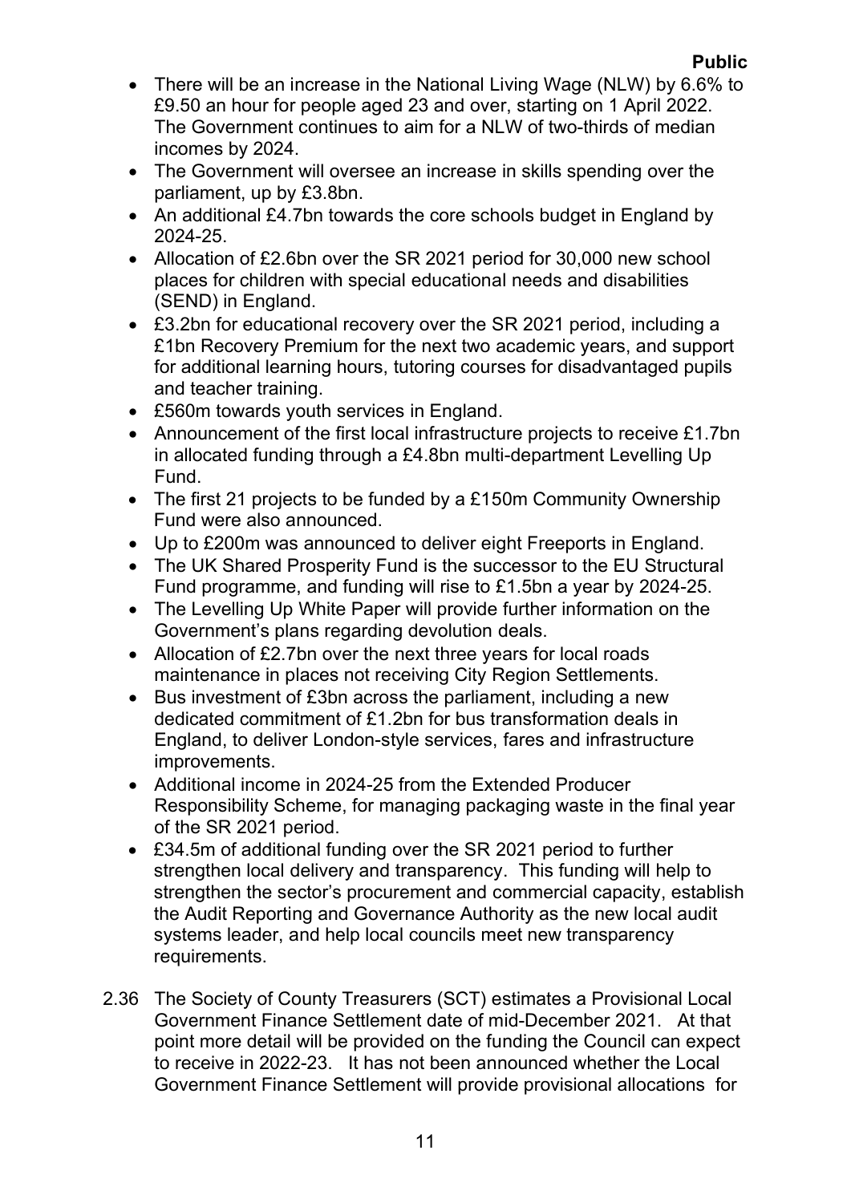- There will be an increase in the National Living Wage (NLW) by 6.6% to £9.50 an hour for people aged 23 and over, starting on 1 April 2022. The Government continues to aim for a NLW of two-thirds of median incomes by 2024.
- The Government will oversee an increase in skills spending over the parliament, up by £3.8bn.
- An additional £4.7bn towards the core schools budget in England by 2024-25.
- Allocation of £2.6bn over the SR 2021 period for 30,000 new school places for children with special educational needs and disabilities (SEND) in England.
- £3.2bn for educational recovery over the SR 2021 period, including a £1bn Recovery Premium for the next two academic years, and support for additional learning hours, tutoring courses for disadvantaged pupils and teacher training.
- £560m towards youth services in England.
- Announcement of the first local infrastructure projects to receive £1.7bn in allocated funding through a £4.8bn multi-department Levelling Up Fund.
- The first 21 projects to be funded by a £150m Community Ownership Fund were also announced.
- Up to £200m was announced to deliver eight Freeports in England.
- The UK Shared Prosperity Fund is the successor to the EU Structural Fund programme, and funding will rise to £1.5bn a year by 2024-25.
- The Levelling Up White Paper will provide further information on the Government's plans regarding devolution deals.
- Allocation of £2.7bn over the next three years for local roads maintenance in places not receiving City Region Settlements.
- Bus investment of £3bn across the parliament, including a new dedicated commitment of £1.2bn for bus transformation deals in England, to deliver London-style services, fares and infrastructure improvements.
- Additional income in 2024-25 from the Extended Producer Responsibility Scheme, for managing packaging waste in the final year of the SR 2021 period.
- £34.5m of additional funding over the SR 2021 period to further strengthen local delivery and transparency. This funding will help to strengthen the sector's procurement and commercial capacity, establish the Audit Reporting and Governance Authority as the new local audit systems leader, and help local councils meet new transparency requirements.

2.36 The Society of County Treasurers (SCT) estimates a Provisional Local Government Finance Settlement date of mid-December 2021. At that point more detail will be provided on the funding the Council can expect to receive in 2022-23. It has not been announced whether the Local Government Finance Settlement will provide provisional allocations for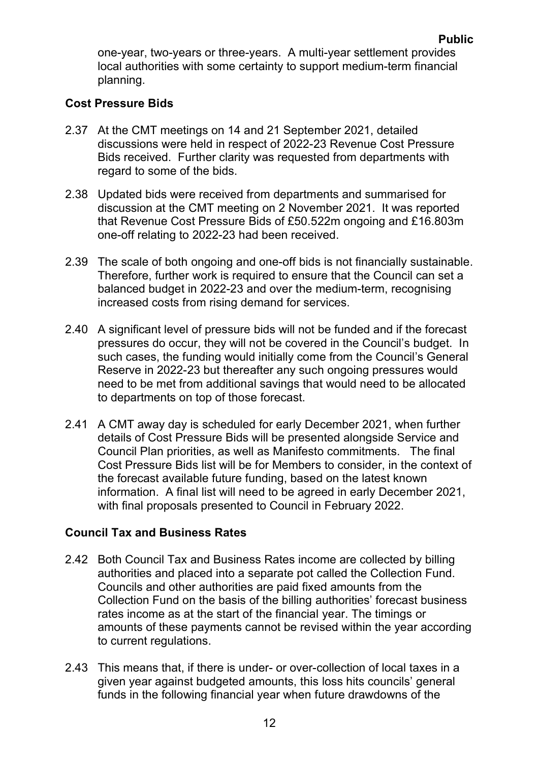one-year, two-years or three-years. A multi-year settlement provides local authorities with some certainty to support medium-term financial planning.

**Cost Pressure Bids**

2.37 At the CMT meetings on 14 and 21 September 2021, detailed discussions were held in respect of 2022-23 Revenue Cost Pressure Bids received. Further clarity was requested from departments with regard to some of the bids.

2.38 Updated bids were received from departments and summarised for discussion at the CMT meeting on 2 November 2021. It was reported that Revenue Cost Pressure Bids of £50.522m ongoing and £16.803m one-off relating to 2022-23 had been received.

2.39 The scale of both ongoing and one-off bids is not financially sustainable. Therefore, further work is required to ensure that the Council can set a balanced budget in 2022-23 and over the medium-term, recognising increased costs from rising demand for services.

2.40 A significant level of pressure bids will not be funded and if the forecast pressures do occur, they will not be covered in the Council's budget. In such cases, the funding would initially come from the Council's General Reserve in 2022-23 but thereafter any such ongoing pressures would need to be met from additional savings that would need to be allocated to departments on top of those forecast.

2.41 A CMT away day is scheduled for early December 2021, when further details of Cost Pressure Bids will be presented alongside Service and Council Plan priorities, as well as Manifesto commitments. The final Cost Pressure Bids list will be for Members to consider, in the context of the forecast available future funding, based on the latest known information. A final list will need to be agreed in early December 2021, with final proposals presented to Council in February 2022.

**Council Tax and Business Rates**

2.42 Both Council Tax and Business Rates income are collected by billing authorities and placed into a separate pot called the Collection Fund. Councils and other authorities are paid fixed amounts from the Collection Fund on the basis of the billing authorities' forecast business rates income as at the start of the financial year. The timings or amounts of these payments cannot be revised within the year according to current regulations.

2.43 This means that, if there is under- or over-collection of local taxes in a given year against budgeted amounts, this loss hits councils' general funds in the following financial year when future drawdowns of the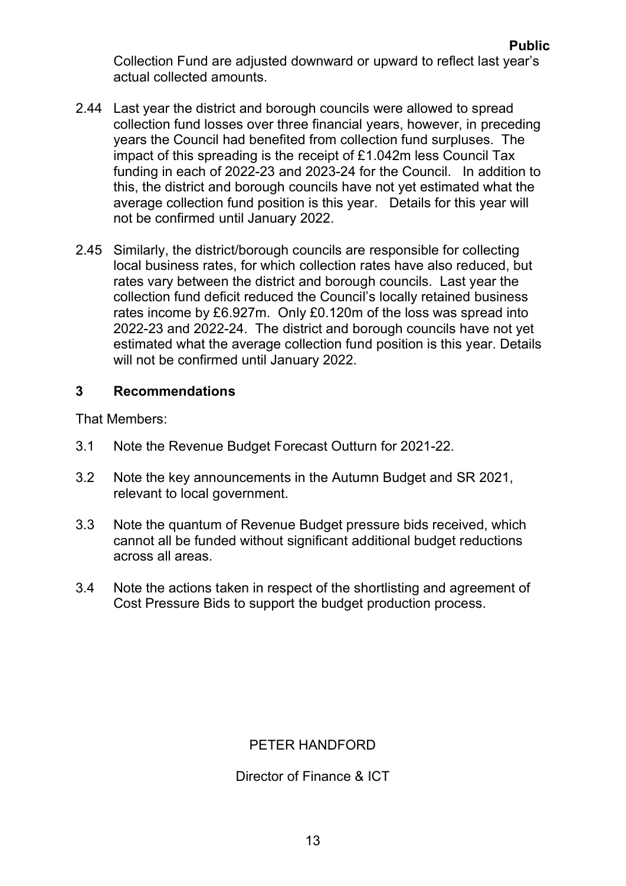Collection Fund are adjusted downward or upward to reflect last year's actual collected amounts.

2.44 Last year the district and borough councils were allowed to spread collection fund losses over three financial years, however, in preceding years the Council had benefited from collection fund surpluses. The impact of this spreading is the receipt of £1.042m less Council Tax funding in each of 2022-23 and 2023-24 for the Council. In addition to this, the district and borough councils have not yet estimated what the average collection fund position is this year. Details for this year will not be confirmed until January 2022.

2.45 Similarly, the district/borough councils are responsible for collecting local business rates, for which collection rates have also reduced, but rates vary between the district and borough councils. Last year the collection fund deficit reduced the Council's locally retained business rates income by £6.927m. Only £0.120m of the loss was spread into 2022-23 and 2022-24. The district and borough councils have not yet estimated what the average collection fund position is this year. Details will not be confirmed until January 2022.

## 3 Recommendations

That Members:

3.1 Note the Revenue Budget Forecast Outturn for 2021-22.

3.2 Note the key announcements in the Autumn Budget and SR 2021, relevant to local government.

3.3 Note the quantum of Revenue Budget pressure bids received, which cannot all be funded without significant additional budget reductions across all areas.

3.4 Note the actions taken in respect of the shortlisting and agreement of Cost Pressure Bids to support the budget production process.

PETER HANDFORD

Director of Finance & ICT